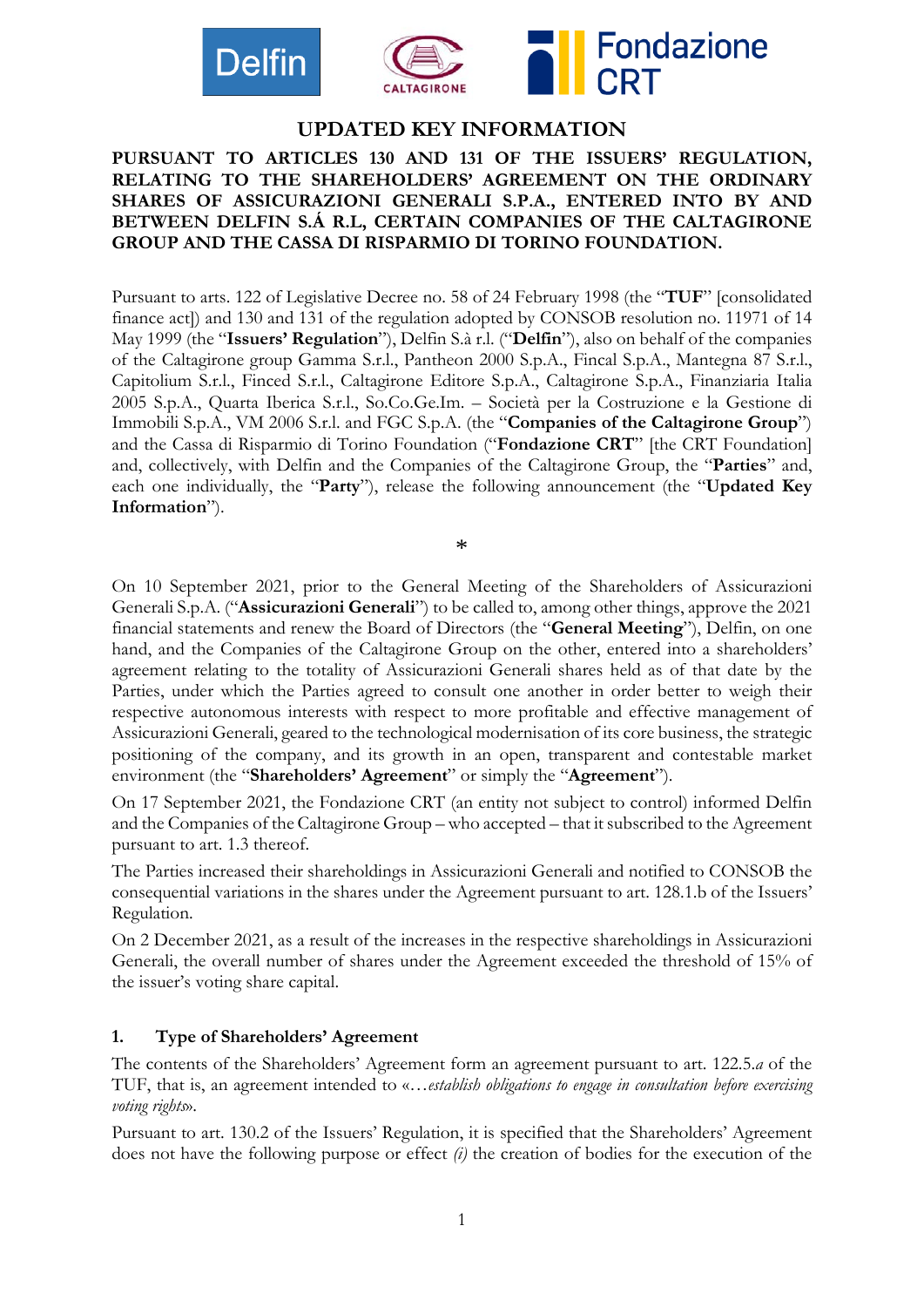## UPDATED KEY INFORMATION

**PURSUANT TO ARTICLES 130 AND 131 OF THE ISSUERS' REGULATION, RELATING TO THE SHAREHOLDERS' AGREEMENT ON THE ORDINARY SHARES OF ASSICURAZIONI GENERALI S.P.A., ENTERED INTO BY AND BETWEEN DELFIN S.Á R.L, CERTAIN COMPANIES OF THE CALTAGIRONE GROUP AND THE CASSA DI RISPARMIO DI TORINO FOUNDATION.**

Pursuant to arts. 122 of Legislative Decree no. 58 of 24 February 1998 (the "**TUF**" [consolidated finance act]) and 130 and 131 of the regulation adopted by CONSOB resolution no. 11971 of 14 May 1999 (the "**Issuers' Regulation**"), Delfin S.à r.l. ("**Delfin**"), also on behalf of the companies of the Caltagirone group Gamma S.r.l., Pantheon 2000 S.p.A., Fincal S.p.A., Mantegna 87 S.r.l., Capitolium S.r.l., Finced S.r.l., Caltagirone Editore S.p.A., Caltagirone S.p.A., Finanziaria Italia 2005 S.p.A., Quarta Iberica S.r.l., So.Co.Ge.Im. – Società per la Costruzione e la Gestione di Immobili S.p.A., VM 2006 S.r.l. and FGC S.p.A. (the "**Companies of the Caltagirone Group**") and the Cassa di Risparmio di Torino Foundation ("**Fondazione CRT**" [the CRT Foundation] and, collectively, with Delfin and the Companies of the Caltagirone Group, the "**Parties**" and, each one individually, the "**Party**"), release the following announcement (the "**Updated Key Information**").

*

On 10 September 2021, prior to the General Meeting of the Shareholders of Assicurazioni Generali S.p.A. ("**Assicurazioni Generali**") to be called to, among other things, approve the 2021 financial statements and renew the Board of Directors (the "**General Meeting**"), Delfin, on one hand, and the Companies of the Caltagirone Group on the other, entered into a shareholders' agreement relating to the totality of Assicurazioni Generali shares held as of that date by the Parties, under which the Parties agreed to consult one another in order better to weigh their respective autonomous interests with respect to more profitable and effective management of Assicurazioni Generali, geared to the technological modernisation of its core business, the strategic positioning of the company, and its growth in an open, transparent and contestable market environment (the "**Shareholders' Agreement**" or simply the "**Agreement**").

On 17 September 2021, the Fondazione CRT (an entity not subject to control) informed Delfin and the Companies of the Caltagirone Group – who accepted – that it subscribed to the Agreement pursuant to art. 1.3 thereof.

The Parties increased their shareholdings in Assicurazioni Generali and notified to CONSOB the consequential variations in the shares under the Agreement pursuant to art. 128.1.b of the Issuers' Regulation.

On 2 December 2021, as a result of the increases in the respective shareholdings in Assicurazioni Generali, the overall number of shares under the Agreement exceeded the threshold of 15% of the issuer's voting share capital.

### 1. Type of Shareholders' Agreement

The contents of the Shareholders' Agreement form an agreement pursuant to art. 122.5.*a* of the TUF, that is, an agreement intended to «…*establish obligations to engage in consultation before exercising voting rights*».

Pursuant to art. 130.2 of the Issuers' Regulation, it is specified that the Shareholders' Agreement does not have the following purpose or effect *(i)* the creation of bodies for the execution of the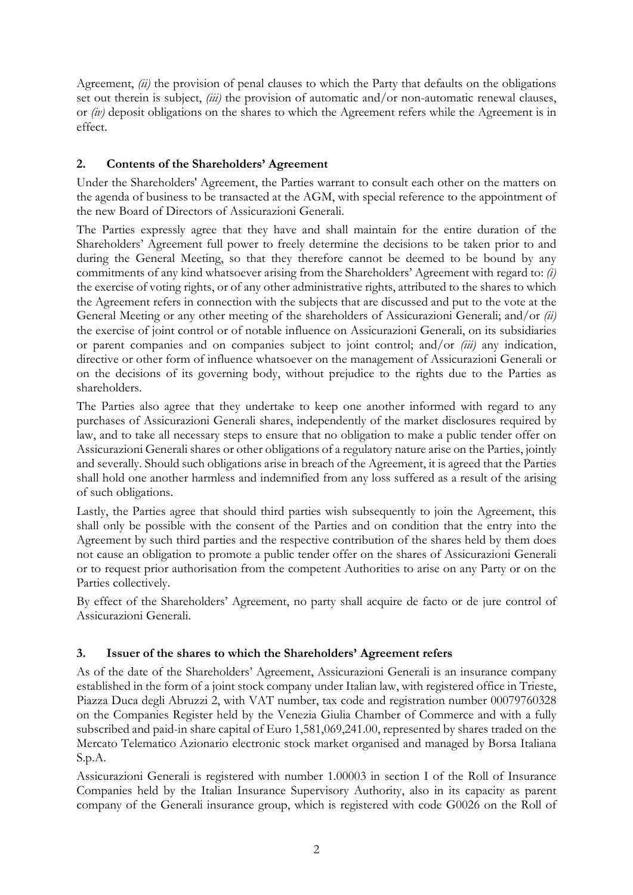Agreement, *(ii)* the provision of penal clauses to which the Party that defaults on the obligations set out therein is subject, *(iii)* the provision of automatic and/or non-automatic renewal clauses, or *(iv)* deposit obligations on the shares to which the Agreement refers while the Agreement is in effect.

## 2. Contents of the Shareholders' Agreement

Under the Shareholders' Agreement, the Parties warrant to consult each other on the matters on the agenda of business to be transacted at the AGM, with special reference to the appointment of the new Board of Directors of Assicurazioni Generali.

The Parties expressly agree that they have and shall maintain for the entire duration of the Shareholders' Agreement full power to freely determine the decisions to be taken prior to and during the General Meeting, so that they therefore cannot be deemed to be bound by any commitments of any kind whatsoever arising from the Shareholders' Agreement with regard to: *(i)* the exercise of voting rights, or of any other administrative rights, attributed to the shares to which the Agreement refers in connection with the subjects that are discussed and put to the vote at the General Meeting or any other meeting of the shareholders of Assicurazioni Generali; and/or *(ii)* the exercise of joint control or of notable influence on Assicurazioni Generali, on its subsidiaries or parent companies and on companies subject to joint control; and/or *(iii)* any indication, directive or other form of influence whatsoever on the management of Assicurazioni Generali or on the decisions of its governing body, without prejudice to the rights due to the Parties as shareholders.

The Parties also agree that they undertake to keep one another informed with regard to any purchases of Assicurazioni Generali shares, independently of the market disclosures required by law, and to take all necessary steps to ensure that no obligation to make a public tender offer on Assicurazioni Generali shares or other obligations of a regulatory nature arise on the Parties, jointly and severally. Should such obligations arise in breach of the Agreement, it is agreed that the Parties shall hold one another harmless and indemnified from any loss suffered as a result of the arising of such obligations.

Lastly, the Parties agree that should third parties wish subsequently to join the Agreement, this shall only be possible with the consent of the Parties and on condition that the entry into the Agreement by such third parties and the respective contribution of the shares held by them does not cause an obligation to promote a public tender offer on the shares of Assicurazioni Generali or to request prior authorisation from the competent Authorities to arise on any Party or on the Parties collectively.

By effect of the Shareholders' Agreement, no party shall acquire de facto or de jure control of Assicurazioni Generali.

## 3. Issuer of the shares to which the Shareholders' Agreement refers

As of the date of the Shareholders' Agreement, Assicurazioni Generali is an insurance company established in the form of a joint stock company under Italian law, with registered office in Trieste, Piazza Duca degli Abruzzi 2, with VAT number, tax code and registration number 00079760328 on the Companies Register held by the Venezia Giulia Chamber of Commerce and with a fully subscribed and paid-in share capital of Euro 1,581,069,241.00, represented by shares traded on the Mercato Telematico Azionario electronic stock market organised and managed by Borsa Italiana S.p.A.

Assicurazioni Generali is registered with number 1.00003 in section I of the Roll of Insurance Companies held by the Italian Insurance Supervisory Authority, also in its capacity as parent company of the Generali insurance group, which is registered with code G0026 on the Roll of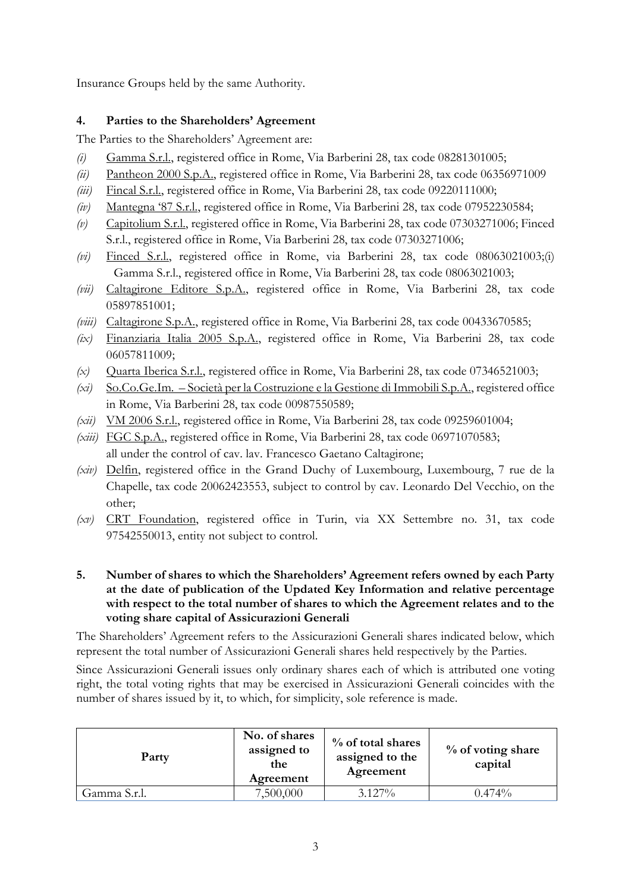Insurance Groups held by the same Authority.

## 4. Parties to the Shareholders' Agreement

The Parties to the Shareholders' Agreement are:

- *(i)* Gamma S.r.l., registered office in Rome, Via Barberini 28, tax code 08281301005;
- *(ii)* Pantheon 2000 S.p.A., registered office in Rome, Via Barberini 28, tax code 06356971009
- *(iii)* Fincal S.r.l., registered office in Rome, Via Barberini 28, tax code 09220111000;
- *(iv)* Mantegna '87 S.r.l., registered office in Rome, Via Barberini 28, tax code 07952230584;
- *(v)* Capitolium S.r.l., registered office in Rome, Via Barberini 28, tax code 07303271006; Finced S.r.l., registered office in Rome, Via Barberini 28, tax code 07303271006;
- *(vi)* Finced S.r.l., registered office in Rome, via Barberini 28, tax code 08063021003;(i) Gamma S.r.l., registered office in Rome, Via Barberini 28, tax code 08063021003;
- *(vii)* Caltagirone Editore S.p.A., registered office in Rome, Via Barberini 28, tax code 05897851001;
- *(viii)* Caltagirone S.p.A., registered office in Rome, Via Barberini 28, tax code 00433670585;
- *(ix)* Finanziaria Italia 2005 S.p.A., registered office in Rome, Via Barberini 28, tax code 06057811009;
- *(x)* Quarta Iberica S.r.l., registered office in Rome, Via Barberini 28, tax code 07346521003;
- *(xi)* So.Co.Ge.Im. – Società per la Costruzione e la Gestione di Immobili S.p.A., registered office in Rome, Via Barberini 28, tax code 00987550589;
- *(xii)* VM 2006 S.r.l., registered office in Rome, Via Barberini 28, tax code 09259601004;
- *(xiii)* FGC S.p.A., registered office in Rome, Via Barberini 28, tax code 06971070583; all under the control of cav. lav. Francesco Gaetano Caltagirone;
- *(xiv)* Delfin, registered office in the Grand Duchy of Luxembourg, Luxembourg, 7 rue de la Chapelle, tax code 20062423553, subject to control by cav. Leonardo Del Vecchio, on the other;
- *(xv)* CRT Foundation, registered office in Turin, via XX Settembre no. 31, tax code 97542550013, entity not subject to control.

## 5. Number of shares to which the Shareholders' Agreement refers owned by each Party at the date of publication of the Updated Key Information and relative percentage with respect to the total number of shares to which the Agreement relates and to the voting share capital of Assicurazioni Generali

The Shareholders' Agreement refers to the Assicurazioni Generali shares indicated below, which represent the total number of Assicurazioni Generali shares held respectively by the Parties.

Since Assicurazioni Generali issues only ordinary shares each of which is attributed one voting right, the total voting rights that may be exercised in Assicurazioni Generali coincides with the number of shares issued by it, to which, for simplicity, sole reference is made.

| Party | No. of shares assigned to the Agreement | % of total shares assigned to the Agreement | % of voting share capital |
|---|---|---|---|
| Gamma S.r.l. | 7,500,000 | 3.127% | 0.474% |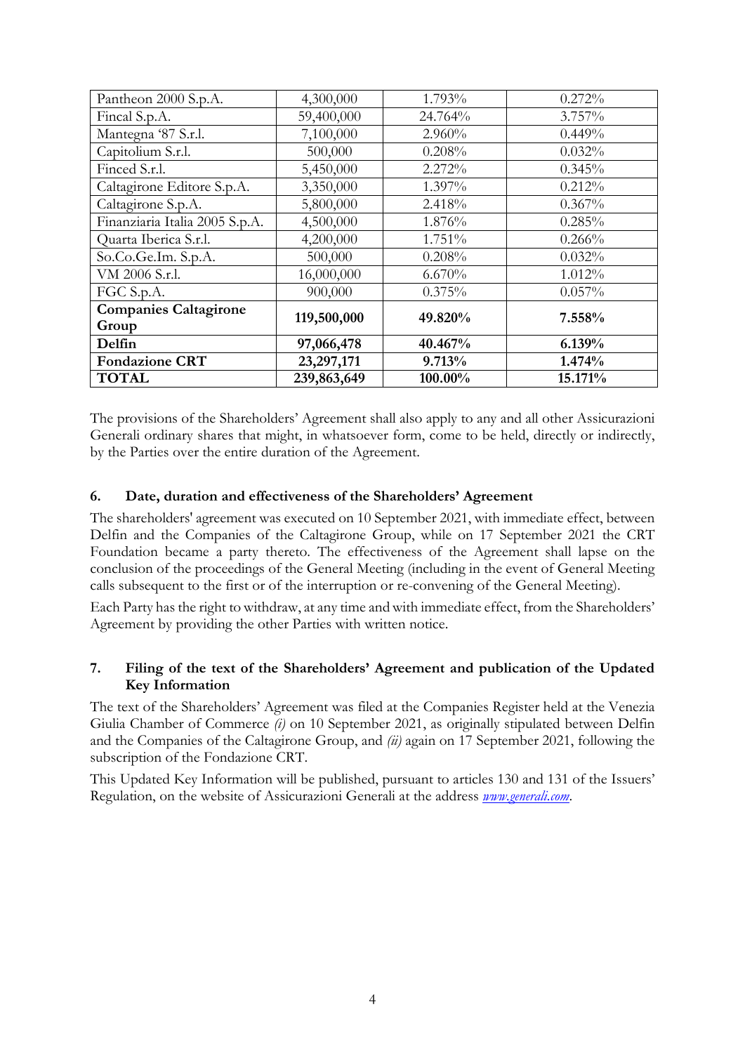| | | | |
|---|---|---|---|
| Pantheon 2000 S.p.A. | 4,300,000 | 1.793% | 0.272% |
| Fincal S.p.A. | 59,400,000 | 24.764% | 3.757% |
| Mantegna '87 S.r.l. | 7,100,000 | 2.960% | 0.449% |
| Capitolium S.r.l. | 500,000 | 0.208% | 0.032% |
| Finced S.r.l. | 5,450,000 | 2.272% | 0.345% |
| Caltagirone Editore S.p.A. | 3,350,000 | 1.397% | 0.212% |
| Caltagirone S.p.A. | 5,800,000 | 2.418% | 0.367% |
| Finanziaria Italia 2005 S.p.A. | 4,500,000 | 1.876% | 0.285% |
| Quarta Iberica S.r.l. | 4,200,000 | 1.751% | 0.266% |
| So.Co.Ge.Im. S.p.A. | 500,000 | 0.208% | 0.032% |
| VM 2006 S.r.l. | 16,000,000 | 6.670% | 1.012% |
| FGC S.p.A. | 900,000 | 0.375% | 0.057% |
| **Companies Caltagirone Group** | **119,500,000** | **49.820%** | **7.558%** |
| **Delfin** | **97,066,478** | **40.467%** | **6.139%** |
| **Fondazione CRT** | **23,297,171** | **9.713%** | **1.474%** |
| **TOTAL** | **239,863,649** | **100.00%** | **15.171%** |

The provisions of the Shareholders' Agreement shall also apply to any and all other Assicurazioni Generali ordinary shares that might, in whatsoever form, come to be held, directly or indirectly, by the Parties over the entire duration of the Agreement.

### 6. Date, duration and effectiveness of the Shareholders' Agreement

The shareholders' agreement was executed on 10 September 2021, with immediate effect, between Delfin and the Companies of the Caltagirone Group, while on 17 September 2021 the CRT Foundation became a party thereto. The effectiveness of the Agreement shall lapse on the conclusion of the proceedings of the General Meeting (including in the event of General Meeting calls subsequent to the first or of the interruption or re-convening of the General Meeting).

Each Party has the right to withdraw, at any time and with immediate effect, from the Shareholders' Agreement by providing the other Parties with written notice.

### 7. Filing of the text of the Shareholders' Agreement and publication of the Updated Key Information

The text of the Shareholders' Agreement was filed at the Companies Register held at the Venezia Giulia Chamber of Commerce *(i)* on 10 September 2021, as originally stipulated between Delfin and the Companies of the Caltagirone Group, and *(ii)* again on 17 September 2021, following the subscription of the Fondazione CRT.

This Updated Key Information will be published, pursuant to articles 130 and 131 of the Issuers' Regulation, on the website of Assicurazioni Generali at the address *www.generali.com*.